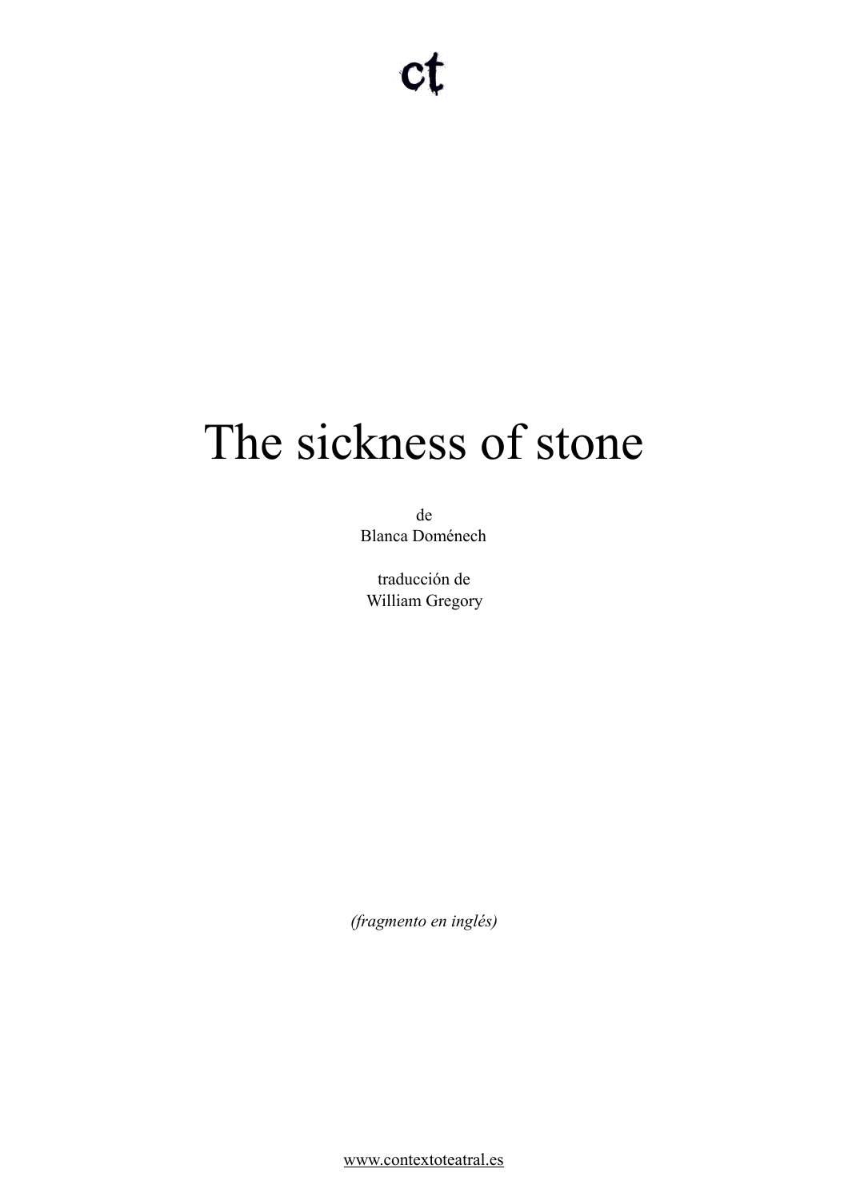ct

# The sickness of stone

de
Blanca Doménech

traducción de
William Gregory

*(fragmento en inglés)*

www.contextoteatral.es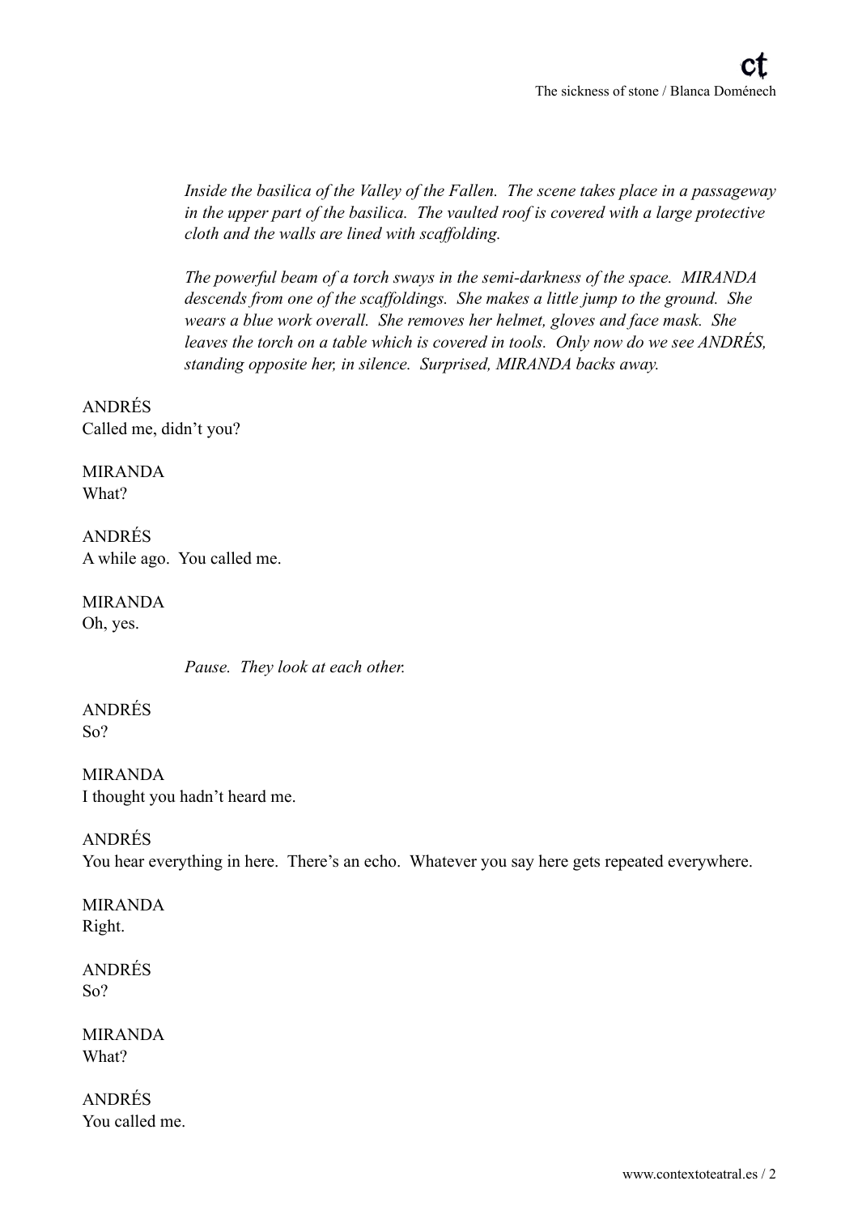*Inside the basilica of the Valley of the Fallen. The scene takes place in a passageway in the upper part of the basilica. The vaulted roof is covered with a large protective cloth and the walls are lined with scaffolding.*

*The powerful beam of a torch sways in the semi-darkness of the space. MIRANDA descends from one of the scaffoldings. She makes a little jump to the ground. She wears a blue work overall. She removes her helmet, gloves and face mask. She leaves the torch on a table which is covered in tools. Only now do we see ANDRÉS, standing opposite her, in silence. Surprised, MIRANDA backs away.*

ANDRÉS
Called me, didn't you?

MIRANDA
What?

ANDRÉS
A while ago. You called me.

MIRANDA
Oh, yes.

*Pause. They look at each other.*

ANDRÉS
So?

MIRANDA
I thought you hadn't heard me.

ANDRÉS
You hear everything in here. There's an echo. Whatever you say here gets repeated everywhere.

MIRANDA
Right.

ANDRÉS
So?

MIRANDA
What?

ANDRÉS
You called me.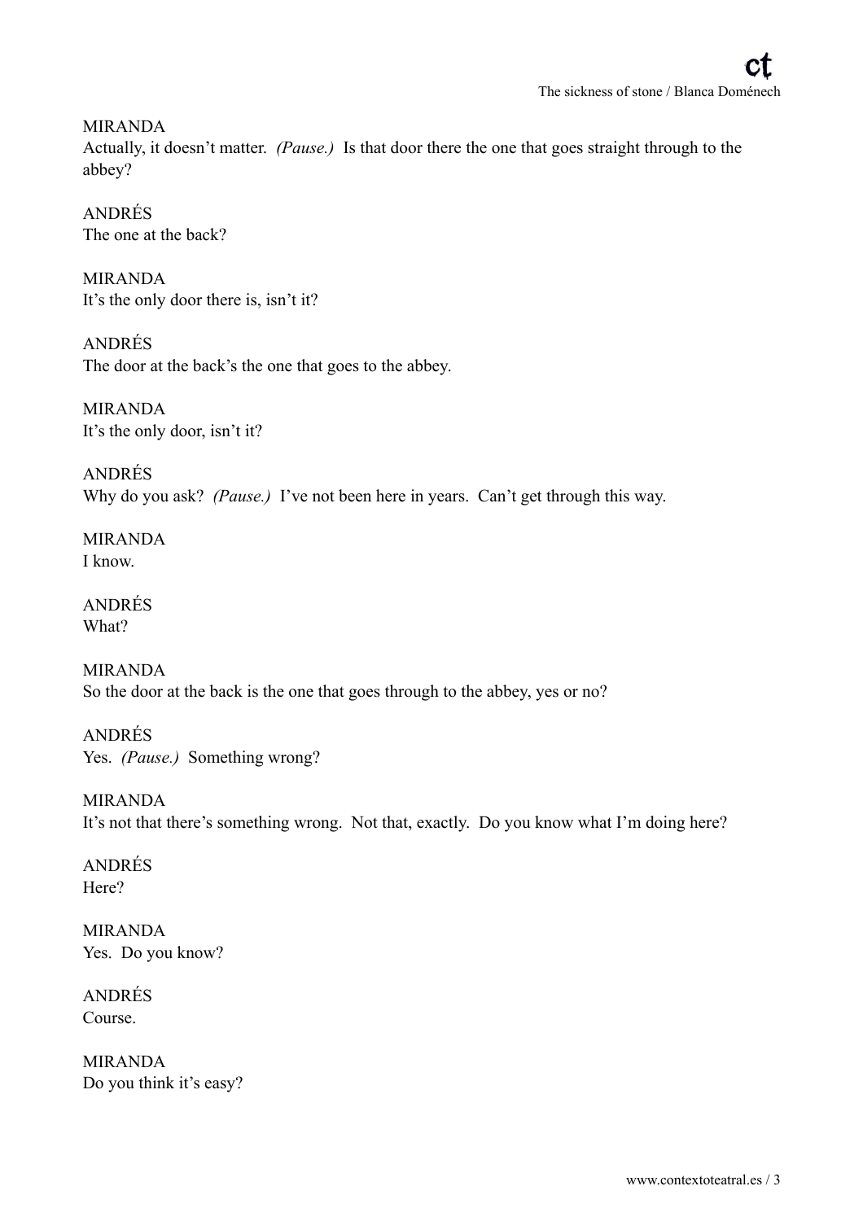MIRANDA
Actually, it doesn't matter. *(Pause.)* Is that door there the one that goes straight through to the abbey?

ANDRÉS
The one at the back?

MIRANDA
It's the only door there is, isn't it?

ANDRÉS
The door at the back's the one that goes to the abbey.

MIRANDA
It's the only door, isn't it?

ANDRÉS
Why do you ask? *(Pause.)* I've not been here in years. Can't get through this way.

MIRANDA
I know.

ANDRÉS
What?

MIRANDA
So the door at the back is the one that goes through to the abbey, yes or no?

ANDRÉS
Yes. *(Pause.)* Something wrong?

MIRANDA
It's not that there's something wrong. Not that, exactly. Do you know what I'm doing here?

ANDRÉS
Here?

MIRANDA
Yes. Do you know?

ANDRÉS
Course.

MIRANDA
Do you think it's easy?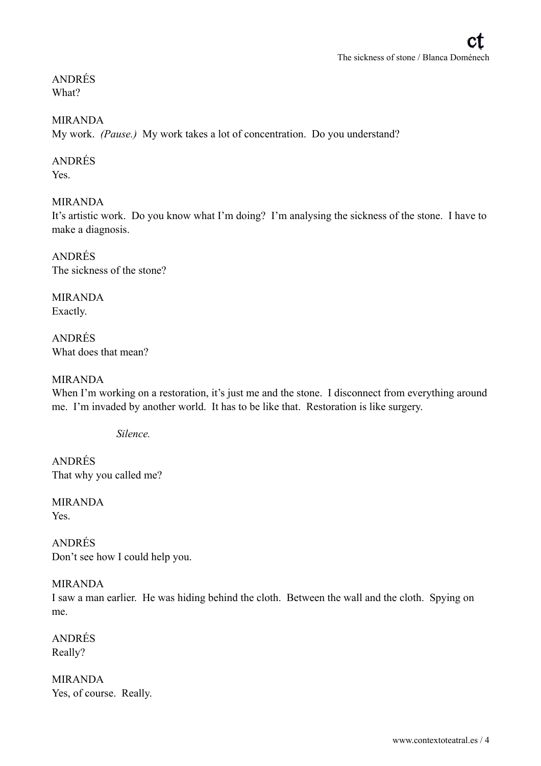ANDRÉS
What?

MIRANDA
My work. *(Pause.)* My work takes a lot of concentration. Do you understand?

ANDRÉS
Yes.

MIRANDA
It's artistic work. Do you know what I'm doing? I'm analysing the sickness of the stone. I have to make a diagnosis.

ANDRÉS
The sickness of the stone?

MIRANDA
Exactly.

ANDRÉS
What does that mean?

MIRANDA
When I'm working on a restoration, it's just me and the stone. I disconnect from everything around me. I'm invaded by another world. It has to be like that. Restoration is like surgery.

*Silence.*

ANDRÉS
That why you called me?

MIRANDA
Yes.

ANDRÉS
Don't see how I could help you.

MIRANDA
I saw a man earlier. He was hiding behind the cloth. Between the wall and the cloth. Spying on me.

ANDRÉS
Really?

MIRANDA
Yes, of course. Really.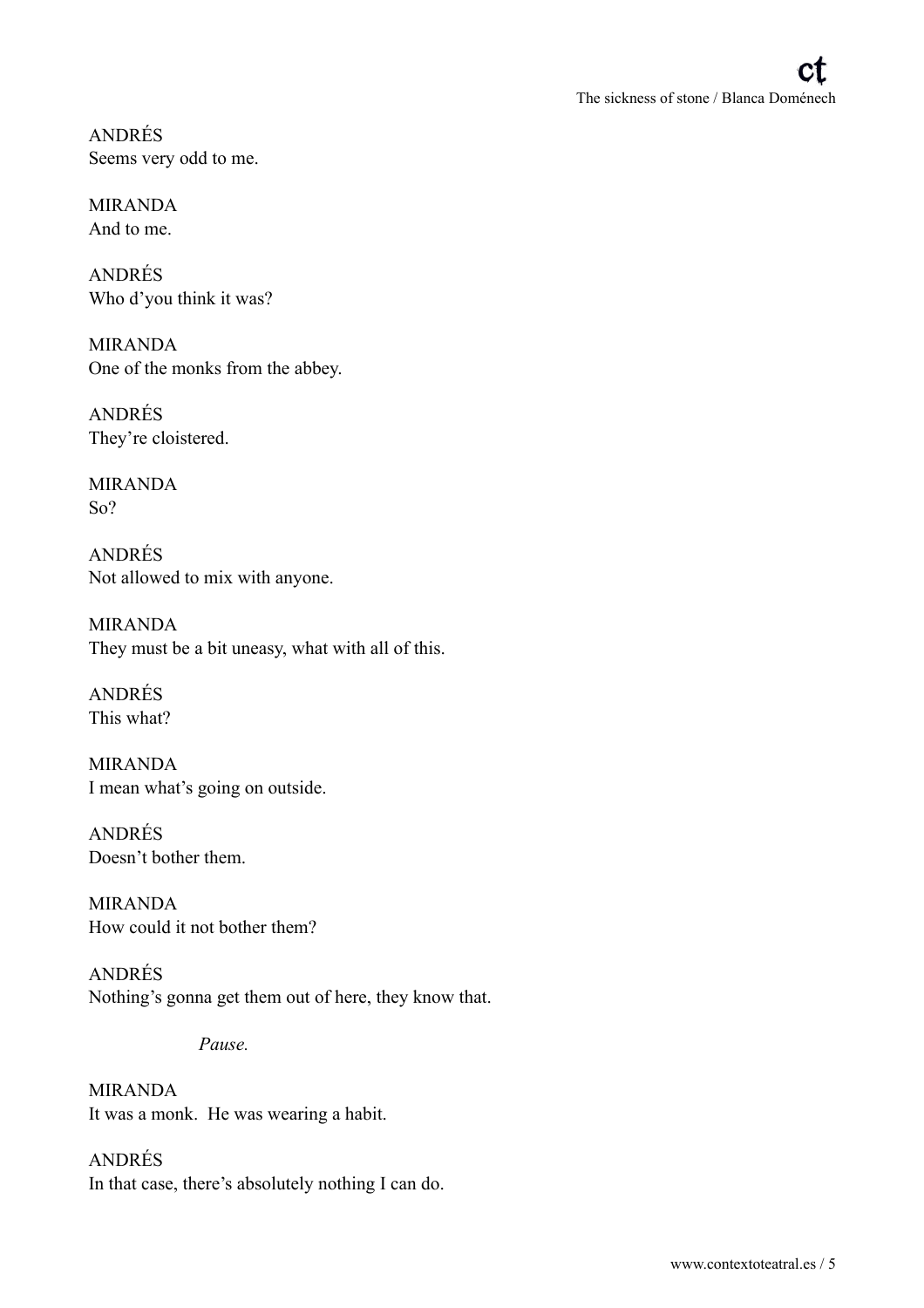ANDRÉS
Seems very odd to me.

MIRANDA
And to me.

ANDRÉS
Who d'you think it was?

MIRANDA
One of the monks from the abbey.

ANDRÉS
They're cloistered.

MIRANDA
So?

ANDRÉS
Not allowed to mix with anyone.

MIRANDA
They must be a bit uneasy, what with all of this.

ANDRÉS
This what?

MIRANDA
I mean what's going on outside.

ANDRÉS
Doesn't bother them.

MIRANDA
How could it not bother them?

ANDRÉS
Nothing's gonna get them out of here, they know that.

*Pause.*

MIRANDA
It was a monk. He was wearing a habit.

ANDRÉS
In that case, there's absolutely nothing I can do.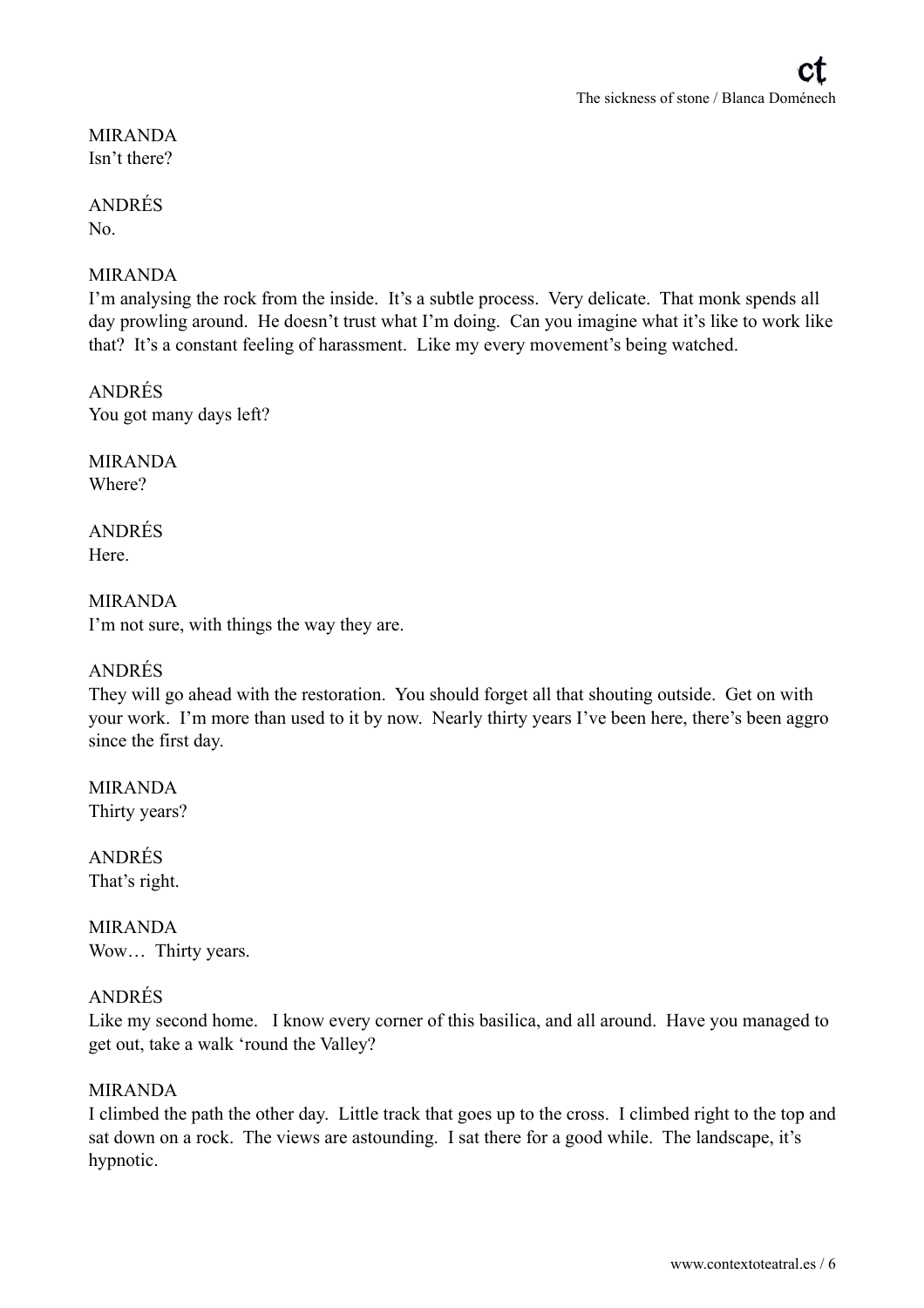MIRANDA
Isn't there?

ANDRÉS
No.

MIRANDA
I'm analysing the rock from the inside. It's a subtle process. Very delicate. That monk spends all day prowling around. He doesn't trust what I'm doing. Can you imagine what it's like to work like that? It's a constant feeling of harassment. Like my every movement's being watched.

ANDRÉS
You got many days left?

MIRANDA
Where?

ANDRÉS
Here.

MIRANDA
I'm not sure, with things the way they are.

ANDRÉS
They will go ahead with the restoration. You should forget all that shouting outside. Get on with your work. I'm more than used to it by now. Nearly thirty years I've been here, there's been aggro since the first day.

MIRANDA
Thirty years?

ANDRÉS
That's right.

MIRANDA
Wow… Thirty years.

ANDRÉS
Like my second home. I know every corner of this basilica, and all around. Have you managed to get out, take a walk 'round the Valley?

MIRANDA
I climbed the path the other day. Little track that goes up to the cross. I climbed right to the top and sat down on a rock. The views are astounding. I sat there for a good while. The landscape, it's hypnotic.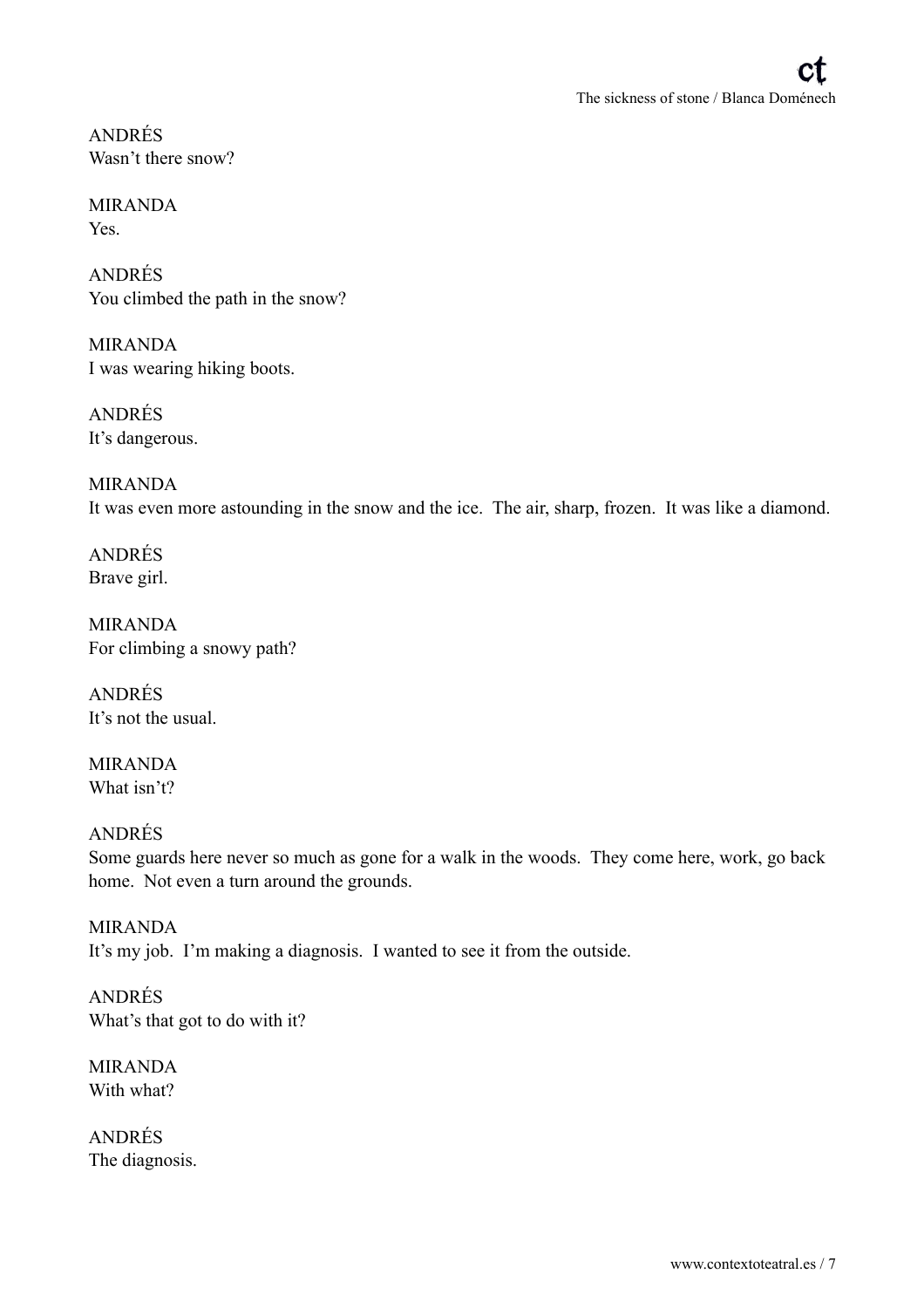ANDRÉS
Wasn't there snow?

MIRANDA
Yes.

ANDRÉS
You climbed the path in the snow?

MIRANDA
I was wearing hiking boots.

ANDRÉS
It's dangerous.

MIRANDA
It was even more astounding in the snow and the ice. The air, sharp, frozen. It was like a diamond.

ANDRÉS
Brave girl.

MIRANDA
For climbing a snowy path?

ANDRÉS
It's not the usual.

MIRANDA
What isn't?

ANDRÉS
Some guards here never so much as gone for a walk in the woods. They come here, work, go back home. Not even a turn around the grounds.

MIRANDA
It's my job. I'm making a diagnosis. I wanted to see it from the outside.

ANDRÉS
What's that got to do with it?

MIRANDA
With what?

ANDRÉS
The diagnosis.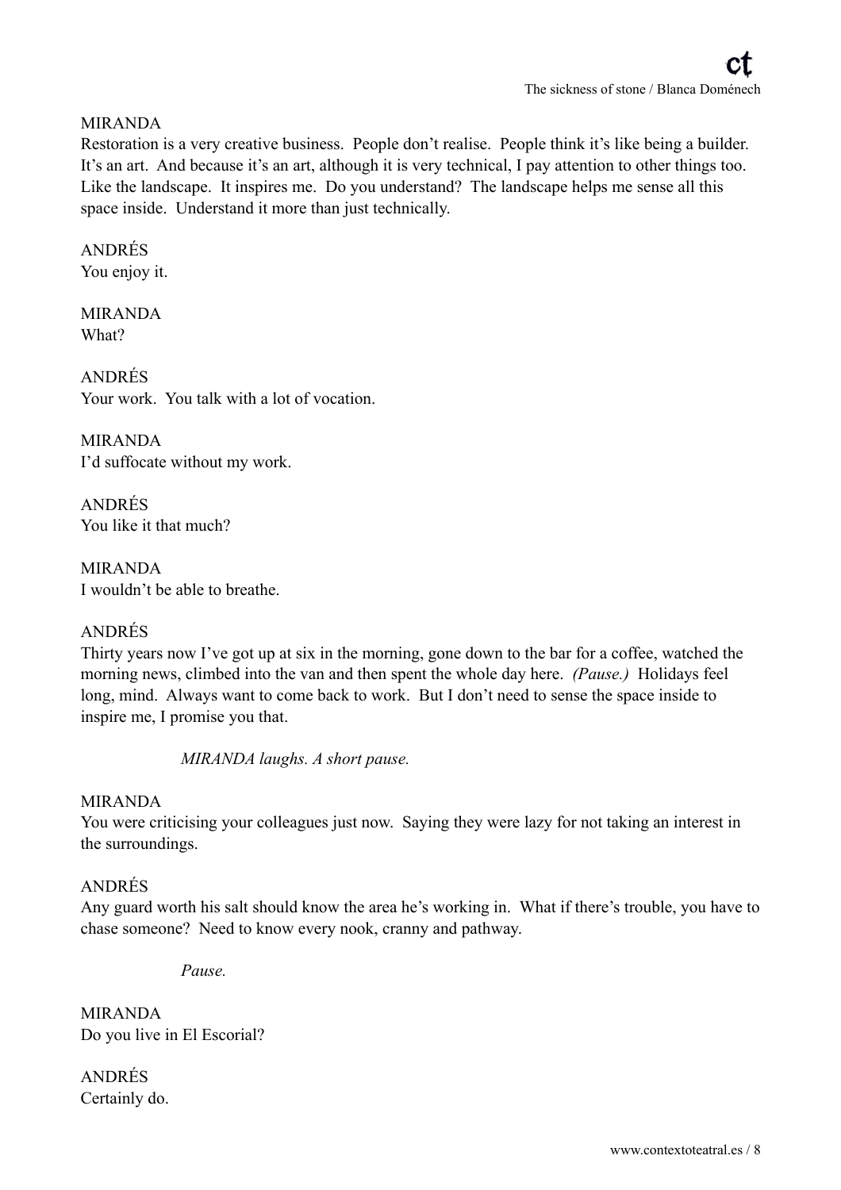MIRANDA
Restoration is a very creative business.  People don't realise.  People think it's like being a builder.  It's an art.  And because it's an art, although it is very technical, I pay attention to other things too.  Like the landscape.  It inspires me.  Do you understand?  The landscape helps me sense all this space inside.  Understand it more than just technically.

ANDRÉS
You enjoy it.

MIRANDA
What?

ANDRÉS
Your work.  You talk with a lot of vocation.

MIRANDA
I'd suffocate without my work.

ANDRÉS
You like it that much?

MIRANDA
I wouldn't be able to breathe.

ANDRÉS
Thirty years now I've got up at six in the morning, gone down to the bar for a coffee, watched the morning news, climbed into the van and then spent the whole day here.  *(Pause.)*  Holidays feel long, mind.  Always want to come back to work.  But I don't need to sense the space inside to inspire me, I promise you that.

*MIRANDA laughs. A short pause.*

MIRANDA
You were criticising your colleagues just now.  Saying they were lazy for not taking an interest in the surroundings.

ANDRÉS
Any guard worth his salt should know the area he's working in.  What if there's trouble, you have to chase someone?  Need to know every nook, cranny and pathway.

*Pause.*

MIRANDA
Do you live in El Escorial?

ANDRÉS
Certainly do.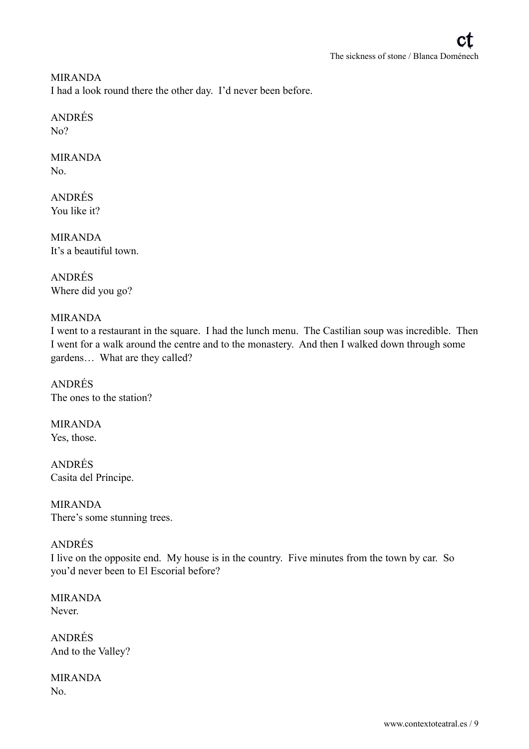MIRANDA
I had a look round there the other day.  I'd never been before.

ANDRÉS
No?

MIRANDA
No.

ANDRÉS
You like it?

MIRANDA
It's a beautiful town.

ANDRÉS
Where did you go?

MIRANDA
I went to a restaurant in the square.  I had the lunch menu.  The Castilian soup was incredible.  Then I went for a walk around the centre and to the monastery.  And then I walked down through some gardens…  What are they called?

ANDRÉS
The ones to the station?

MIRANDA
Yes, those.

ANDRÉS
Casita del Príncipe.

MIRANDA
There's some stunning trees.

ANDRÉS
I live on the opposite end.  My house is in the country.  Five minutes from the town by car.  So you'd never been to El Escorial before?

MIRANDA
Never.

ANDRÉS
And to the Valley?

MIRANDA
No.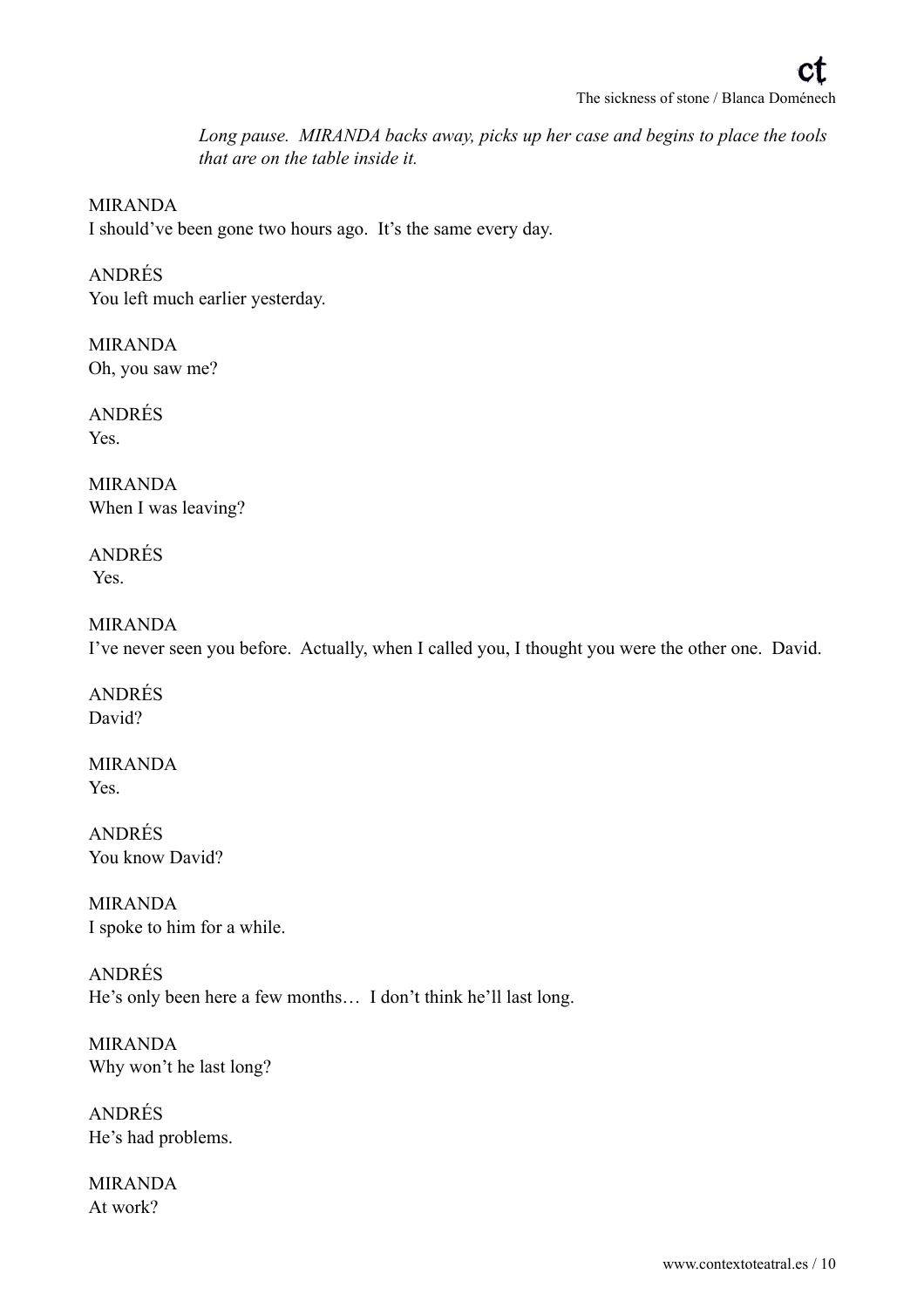*Long pause. MIRANDA backs away, picks up her case and begins to place the tools that are on the table inside it.*

MIRANDA
I should've been gone two hours ago. It's the same every day.

ANDRÉS
You left much earlier yesterday.

MIRANDA
Oh, you saw me?

ANDRÉS
Yes.

MIRANDA
When I was leaving?

ANDRÉS
Yes.

MIRANDA
I've never seen you before. Actually, when I called you, I thought you were the other one. David.

ANDRÉS
David?

MIRANDA
Yes.

ANDRÉS
You know David?

MIRANDA
I spoke to him for a while.

ANDRÉS
He's only been here a few months… I don't think he'll last long.

MIRANDA
Why won't he last long?

ANDRÉS
He's had problems.

MIRANDA
At work?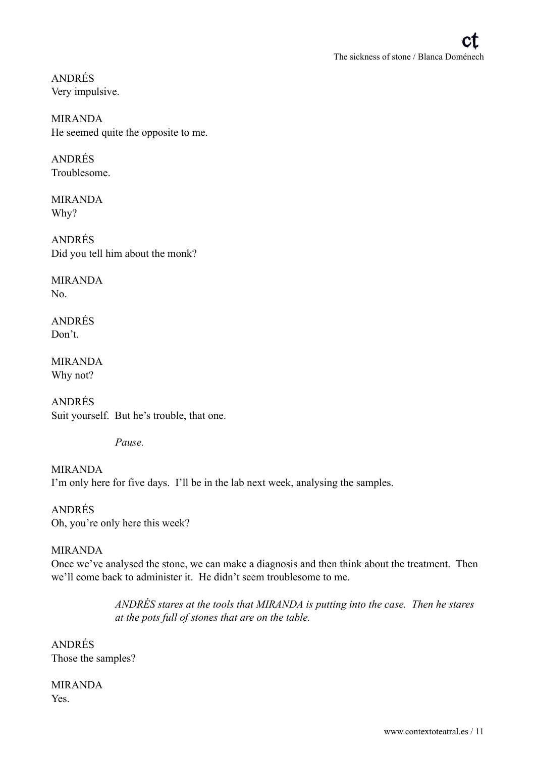ANDRÉS
Very impulsive.

MIRANDA
He seemed quite the opposite to me.

ANDRÉS
Troublesome.

MIRANDA
Why?

ANDRÉS
Did you tell him about the monk?

MIRANDA
No.

ANDRÉS
Don't.

MIRANDA
Why not?

ANDRÉS
Suit yourself. But he's trouble, that one.

*Pause.*

MIRANDA
I'm only here for five days. I'll be in the lab next week, analysing the samples.

ANDRÉS
Oh, you're only here this week?

MIRANDA
Once we've analysed the stone, we can make a diagnosis and then think about the treatment. Then we'll come back to administer it. He didn't seem troublesome to me.

*ANDRÉS stares at the tools that MIRANDA is putting into the case. Then he stares at the pots full of stones that are on the table.*

ANDRÉS
Those the samples?

MIRANDA
Yes.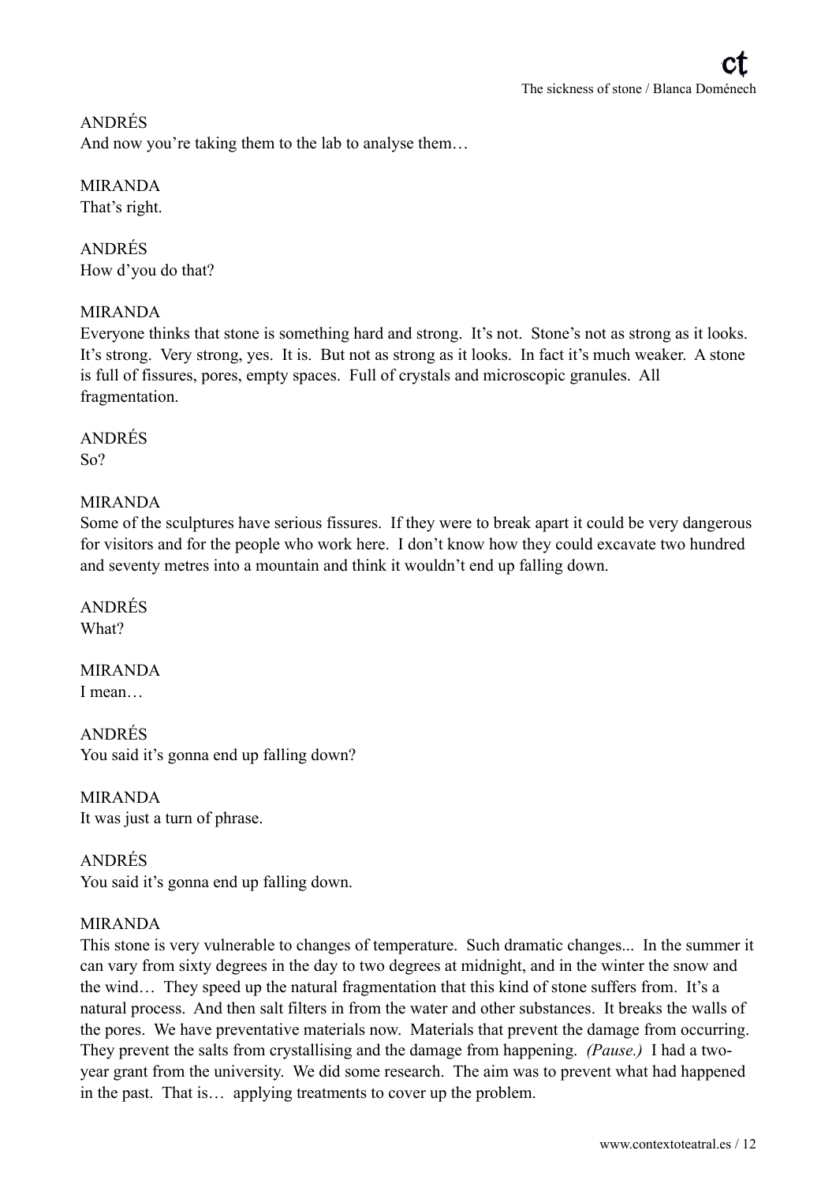ANDRÉS
And now you're taking them to the lab to analyse them…

MIRANDA
That's right.

ANDRÉS
How d'you do that?

MIRANDA
Everyone thinks that stone is something hard and strong. It's not. Stone's not as strong as it looks. It's strong. Very strong, yes. It is. But not as strong as it looks. In fact it's much weaker. A stone is full of fissures, pores, empty spaces. Full of crystals and microscopic granules. All fragmentation.

ANDRÉS
So?

MIRANDA
Some of the sculptures have serious fissures. If they were to break apart it could be very dangerous for visitors and for the people who work here. I don't know how they could excavate two hundred and seventy metres into a mountain and think it wouldn't end up falling down.

ANDRÉS
What?

MIRANDA
I mean…

ANDRÉS
You said it's gonna end up falling down?

MIRANDA
It was just a turn of phrase.

ANDRÉS
You said it's gonna end up falling down.

MIRANDA
This stone is very vulnerable to changes of temperature. Such dramatic changes... In the summer it can vary from sixty degrees in the day to two degrees at midnight, and in the winter the snow and the wind… They speed up the natural fragmentation that this kind of stone suffers from. It's a natural process. And then salt filters in from the water and other substances. It breaks the walls of the pores. We have preventative materials now. Materials that prevent the damage from occurring. They prevent the salts from crystallising and the damage from happening. *(Pause.)* I had a two-year grant from the university. We did some research. The aim was to prevent what had happened in the past. That is… applying treatments to cover up the problem.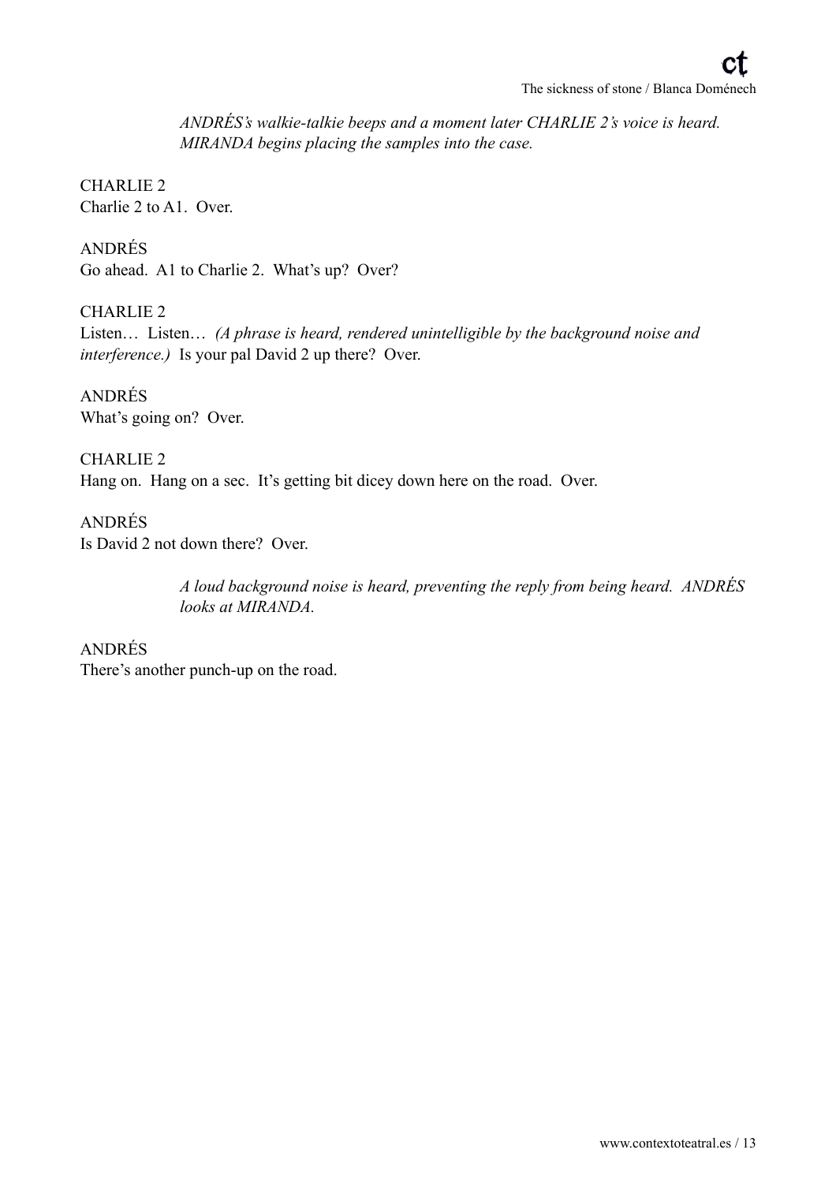*ANDRÉS's walkie-talkie beeps and a moment later CHARLIE 2's voice is heard. MIRANDA begins placing the samples into the case.*

CHARLIE 2
Charlie 2 to A1. Over.

ANDRÉS
Go ahead. A1 to Charlie 2. What's up? Over?

CHARLIE 2
Listen… Listen… *(A phrase is heard, rendered unintelligible by the background noise and interference.)* Is your pal David 2 up there? Over.

ANDRÉS
What's going on? Over.

CHARLIE 2
Hang on. Hang on a sec. It's getting bit dicey down here on the road. Over.

ANDRÉS
Is David 2 not down there? Over.

*A loud background noise is heard, preventing the reply from being heard. ANDRÉS looks at MIRANDA.*

ANDRÉS
There's another punch-up on the road.